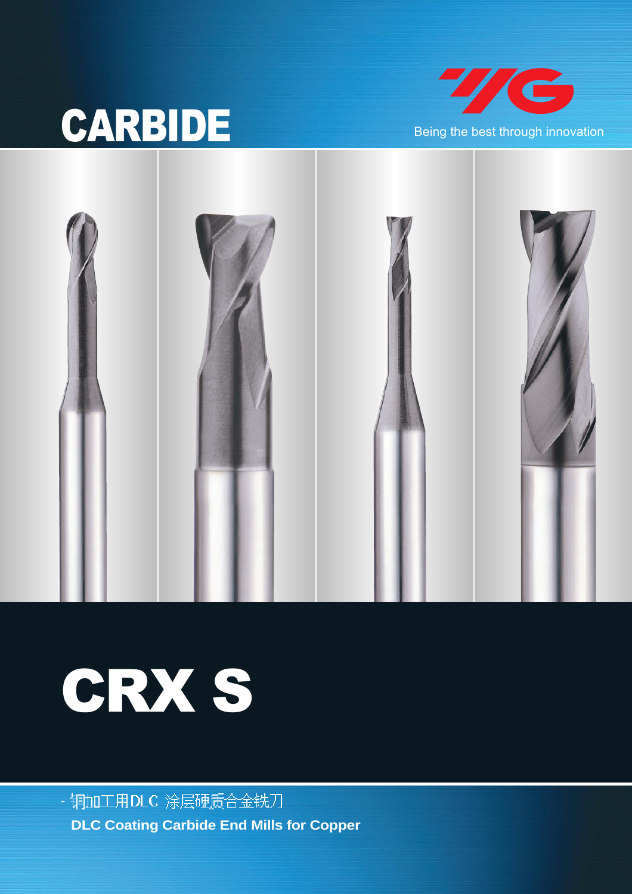# CARBIDE

YG

Being the best through innovation

# CRX S

- 铜加工用DLC 涂层硬质合金铣刀

**DLC Coating Carbide End Mills for Copper**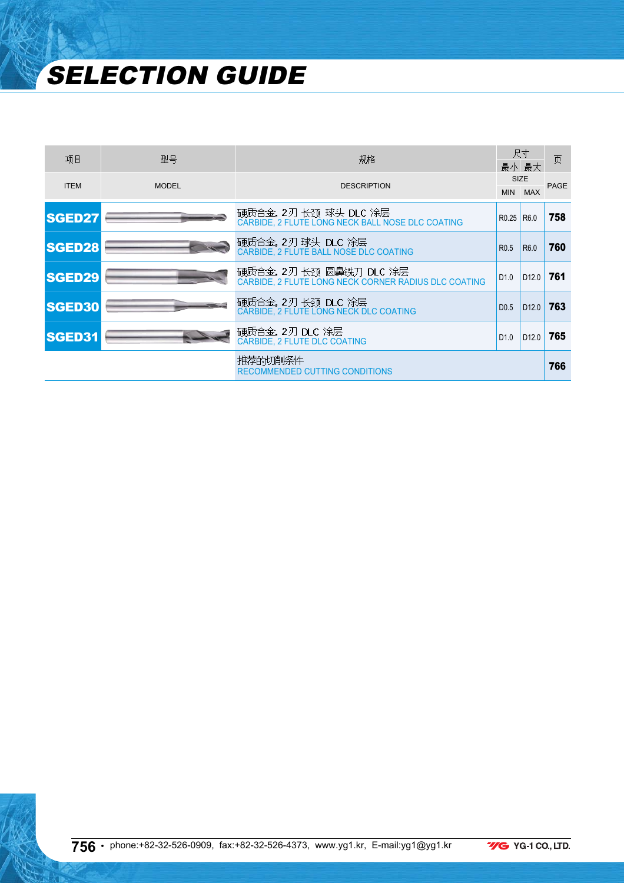# SELECTION GUIDE

| 项目<br>ITEM | 型号<br>MODEL | 规格<br>DESCRIPTION | 尺寸 SIZE<br>最小 MIN | <br>最大 MAX | 页<br>PAGE |
|---|---|---|---|---|---|
| SGED27 | | 硬质合金, 2刃 长颈 球头 DLC 涂层<br>CARBIDE, 2 FLUTE LONG NECK BALL NOSE DLC COATING | R0.25 | R6.0 | 758 |
| SGED28 | | 硬质合金, 2刃 球头 DLC 涂层<br>CARBIDE, 2 FLUTE BALL NOSE DLC COATING | R0.5 | R6.0 | 760 |
| SGED29 | | 硬质合金, 2刃 长颈 圆鼻铣刀 DLC 涂层<br>CARBIDE, 2 FLUTE LONG NECK CORNER RADIUS DLC COATING | D1.0 | D12.0 | 761 |
| SGED30 | | 硬质合金, 2刃 长颈 DLC 涂层<br>CARBIDE, 2 FLUTE LONG NECK DLC COATING | D0.5 | D12.0 | 763 |
| SGED31 | | 硬质合金, 2刃 DLC 涂层<br>CARBIDE, 2 FLUTE DLC COATING | D1.0 | D12.0 | 765 |
| | | 推荐的切削条件<br>RECOMMENDED CUTTING CONDITIONS | | | 766 |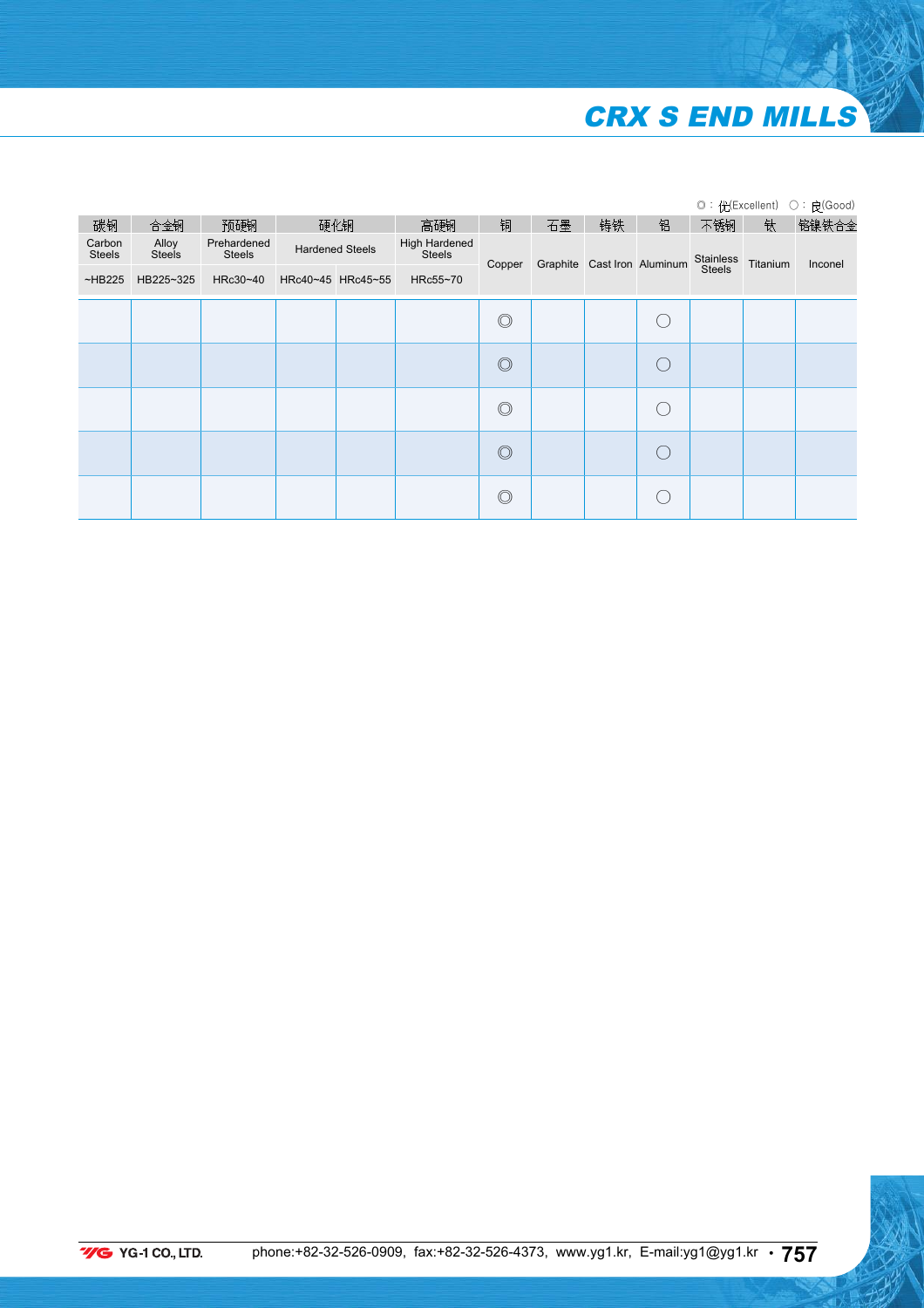# CRX S END MILLS

◎ : 优(Excellent)　○ : 良(Good)

| 碳钢 | 合金钢 | 预硬钢 | 硬化钢 | | 高硬钢 | 铜 | 石墨 | 铸铁 | 铝 | 不锈钢 | 钛 | 铬镍铁合金 |
|---|---|---|---|---|---|---|---|---|---|---|---|---|
| Carbon Steels | Alloy Steels | Prehardened Steels | Hardened Steels | | High Hardened Steels | Copper | Graphite | Cast Iron | Aluminum | Stainless Steels | Titanium | Inconel |
| ~HB225 | HB225~325 | HRc30~40 | HRc40~45 | HRc45~55 | HRc55~70 | | | | | | | |
| | | | | | | ◎ | | | ○ | | | |
| | | | | | | ◎ | | | ○ | | | |
| | | | | | | ◎ | | | ○ | | | |
| | | | | | | ◎ | | | ○ | | | |
| | | | | | | ◎ | | | ○ | | | |

YG-1 CO., LTD.　phone:+82-32-526-0909, fax:+82-32-526-4373, www.yg1.kr, E-mail:yg1@yg1.kr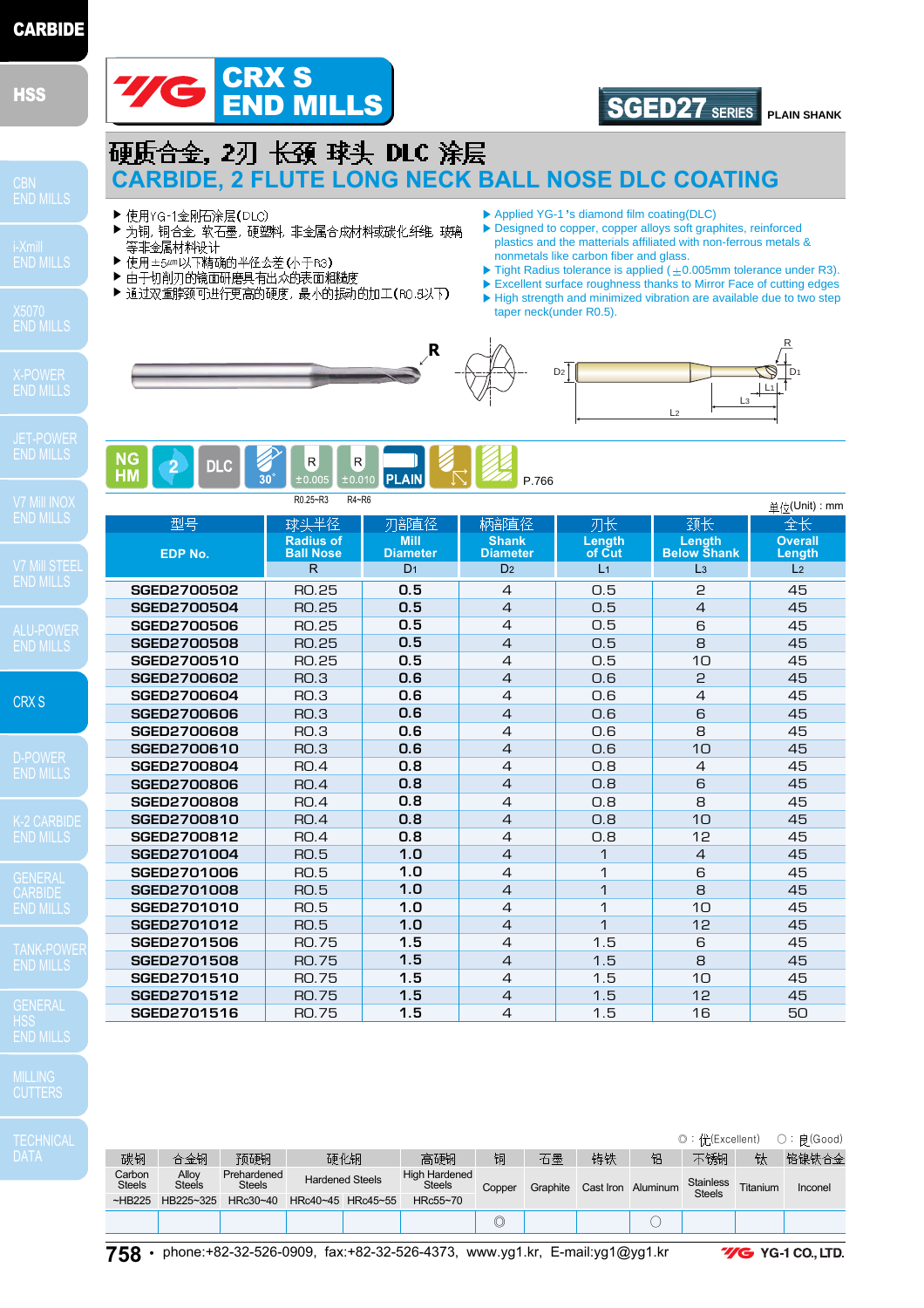# CRX S END MILLS

**SGED27 SERIES** PLAIN SHANK

## 硬质合金, 2刃 长颈 球头 DLC 涂层
## CARBIDE, 2 FLUTE LONG NECK BALL NOSE DLC COATING

- 使用YG-1金刚石涂层(DLC)
- 为铜, 铜合金, 软石墨, 硬塑料, 非金属合成材料或碳化纤维, 玻璃等非金属材料设计
- 使用±5㎛以下精确的半径公差(小于R3)
- 由于切削刃的镜面研磨具有出众的表面粗糙度
- 通过双重锥颈可进行更高的硬度, 最小的振动的加工(R0.5以下)

- Applied YG-1's diamond film coating(DLC)
- Designed to copper, copper alloys soft graphites, reinforced plastics and the materials affiliated with non-ferrous metals & nonmetals like carbon fiber and glass.
- Tight Radius tolerance is applied (±0.005mm tolerance under R3).
- Excellent surface roughness thanks to Mirror Face of cutting edges
- High strength and minimized vibration are available due to two step taper neck(under R0.5).

NG HM | 2 | DLC | 30° | R ±0.005 (R0.25~R3) | R ±0.010 (R4~R6) | PLAIN | P.766

单位(Unit) : mm

| 型号 EDP No. | 球头半径 Radius of Ball Nose R | 刃部直径 Mill Diameter D1 | 柄部直径 Shank Diameter D2 | 刃长 Length of Cut L1 | 颈长 Length Below Shank L3 | 全长 Overall Length L2 |
|---|---|---|---|---|---|---|
| SGED2700502 | R0.25 | 0.5 | 4 | 0.5 | 2 | 45 |
| SGED2700504 | R0.25 | 0.5 | 4 | 0.5 | 4 | 45 |
| SGED2700506 | R0.25 | 0.5 | 4 | 0.5 | 6 | 45 |
| SGED2700508 | R0.25 | 0.5 | 4 | 0.5 | 8 | 45 |
| SGED2700510 | R0.25 | 0.5 | 4 | 0.5 | 10 | 45 |
| SGED2700602 | R0.3 | 0.6 | 4 | 0.6 | 2 | 45 |
| SGED2700604 | R0.3 | 0.6 | 4 | 0.6 | 4 | 45 |
| SGED2700606 | R0.3 | 0.6 | 4 | 0.6 | 6 | 45 |
| SGED2700608 | R0.3 | 0.6 | 4 | 0.6 | 8 | 45 |
| SGED2700610 | R0.3 | 0.6 | 4 | 0.6 | 10 | 45 |
| SGED2700804 | R0.4 | 0.8 | 4 | 0.8 | 4 | 45 |
| SGED2700806 | R0.4 | 0.8 | 4 | 0.8 | 6 | 45 |
| SGED2700808 | R0.4 | 0.8 | 4 | 0.8 | 8 | 45 |
| SGED2700810 | R0.4 | 0.8 | 4 | 0.8 | 10 | 45 |
| SGED2700812 | R0.4 | 0.8 | 4 | 0.8 | 12 | 45 |
| SGED2701004 | R0.5 | 1.0 | 4 | 1 | 4 | 45 |
| SGED2701006 | R0.5 | 1.0 | 4 | 1 | 6 | 45 |
| SGED2701008 | R0.5 | 1.0 | 4 | 1 | 8 | 45 |
| SGED2701010 | R0.5 | 1.0 | 4 | 1 | 10 | 45 |
| SGED2701012 | R0.5 | 1.0 | 4 | 1 | 12 | 45 |
| SGED2701506 | R0.75 | 1.5 | 4 | 1.5 | 6 | 45 |
| SGED2701508 | R0.75 | 1.5 | 4 | 1.5 | 8 | 45 |
| SGED2701510 | R0.75 | 1.5 | 4 | 1.5 | 10 | 45 |
| SGED2701512 | R0.75 | 1.5 | 4 | 1.5 | 12 | 45 |
| SGED2701516 | R0.75 | 1.5 | 4 | 1.5 | 16 | 50 |

◎ : 优(Excellent)　○ : 良(Good)

| 碳钢 Carbon Steels ~HB225 | 合金钢 Alloy Steels HB225~325 | 预硬钢 Prehardened Steels HRc30~40 | 硬化钢 Hardened Steels HRc40~45 | 硬化钢 Hardened Steels HRc45~55 | 高硬钢 High Hardened Steels HRc55~70 | 铜 Copper | 石墨 Graphite | 铸铁 Cast Iron | 铝 Aluminum | 不锈钢 Stainless Steels | 钛 Titanium | 铬镍铁合金 Inconel |
|---|---|---|---|---|---|---|---|---|---|---|---|---|
| | | | | | | ◎ | | | ○ | | | |

phone:+82-32-526-0909, fax:+82-32-526-4373, www.yg1.kr, E-mail:yg1@yg1.kr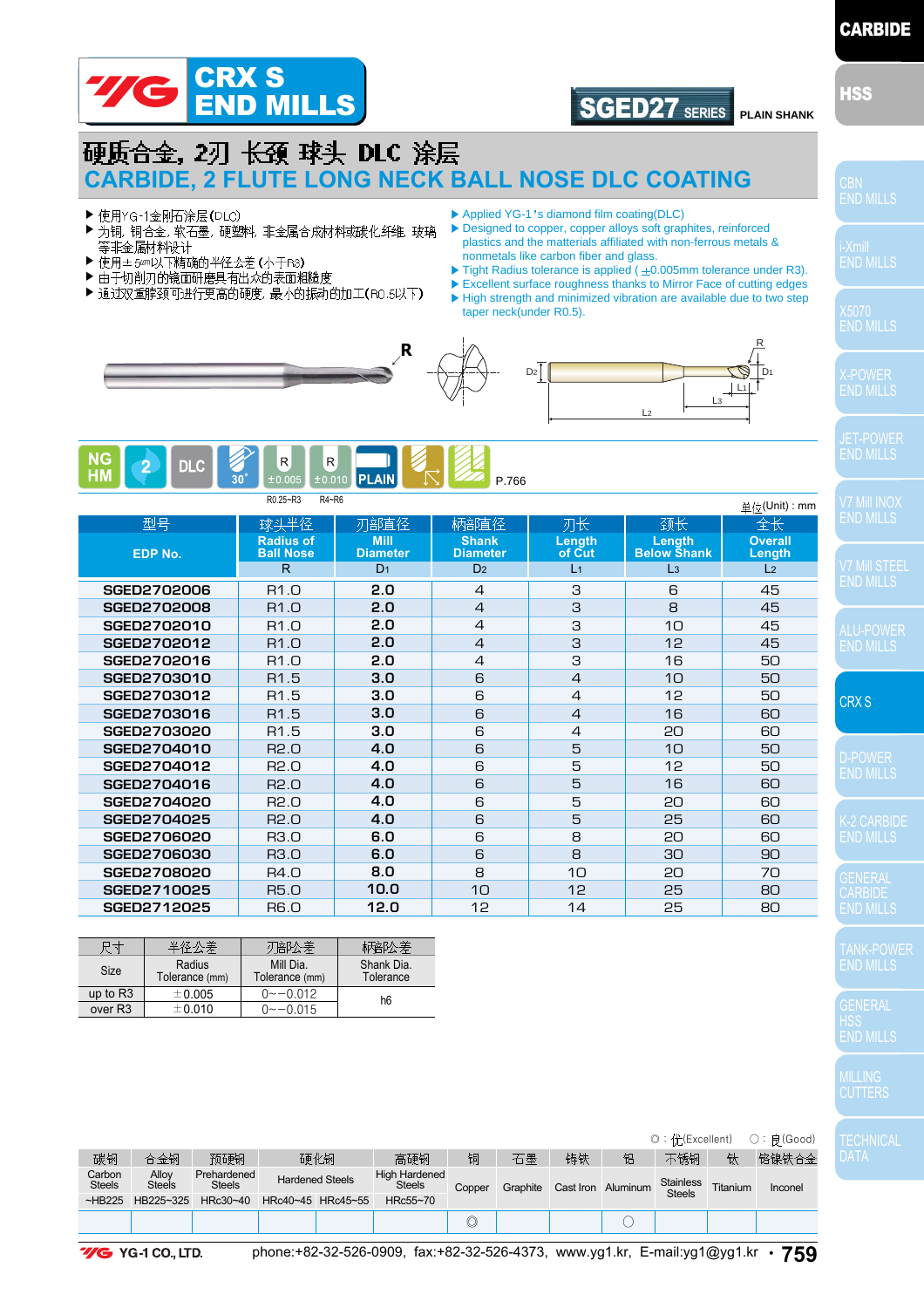# CRX S END MILLS

**SGED27 SERIES** PLAIN SHANK

## 硬质合金, 2刃 长颈 球头 DLC 涂层
## CARBIDE, 2 FLUTE LONG NECK BALL NOSE DLC COATING

- 使用YG-1金刚石涂层(DLC)
- 为铜, 铜合金, 软石墨, 硬塑料, 非金属合成材料或碳化纤维, 玻璃等非金属材料设计
- 使用±5㎛以下精确的半径公差 (小于R3)
- 由于切削刃的镜面研磨具有出众的表面粗糙度
- 通过双重脖颈可进行更高的硬度, 最小的振动的加工(R0.5以下)

- Applied YG-1's diamond film coating(DLC)
- Designed to copper, copper alloys soft graphites, reinforced plastics and the matterials affiliated with non-ferrous metals & nonmetals like carbon fiber and glass.
- Tight Radius tolerance is applied (±0.005mm tolerance under R3).
- Excellent surface roughness thanks to Mirror Face of cutting edges
- High strength and minimized vibration are available due to two step taper neck(under R0.5).

NG HM | 2 | DLC | 30° | R ±0.005 (R0.25~R3) | R ±0.010 (R4~R6) | PLAIN | P.766

单位(Unit) : mm

| 型号<br>EDP No. | 球头半径<br>Radius of Ball Nose<br>R | 刃部直径<br>Mill Diameter<br>D1 | 柄部直径<br>Shank Diameter<br>D2 | 刃长<br>Length of Cut<br>L1 | 颈长<br>Length Below Shank<br>L3 | 全长<br>Overall Length<br>L2 |
|---|---|---|---|---|---|---|
| SGED2702006 | R1.0 | 2.0 | 4 | 3 | 6 | 45 |
| SGED2702008 | R1.0 | 2.0 | 4 | 3 | 8 | 45 |
| SGED2702010 | R1.0 | 2.0 | 4 | 3 | 10 | 45 |
| SGED2702012 | R1.0 | 2.0 | 4 | 3 | 12 | 45 |
| SGED2702016 | R1.0 | 2.0 | 4 | 3 | 16 | 50 |
| SGED2703010 | R1.5 | 3.0 | 6 | 4 | 10 | 50 |
| SGED2703012 | R1.5 | 3.0 | 6 | 4 | 12 | 50 |
| SGED2703016 | R1.5 | 3.0 | 6 | 4 | 16 | 60 |
| SGED2703020 | R1.5 | 3.0 | 6 | 4 | 20 | 60 |
| SGED2704010 | R2.0 | 4.0 | 6 | 5 | 10 | 50 |
| SGED2704012 | R2.0 | 4.0 | 6 | 5 | 12 | 50 |
| SGED2704016 | R2.0 | 4.0 | 6 | 5 | 16 | 60 |
| SGED2704020 | R2.0 | 4.0 | 6 | 5 | 20 | 60 |
| SGED2704025 | R2.0 | 4.0 | 6 | 5 | 25 | 60 |
| SGED2706020 | R3.0 | 6.0 | 6 | 8 | 20 | 60 |
| SGED2706030 | R3.0 | 6.0 | 6 | 8 | 30 | 90 |
| SGED2708020 | R4.0 | 8.0 | 8 | 10 | 20 | 70 |
| SGED2710025 | R5.0 | 10.0 | 10 | 12 | 25 | 80 |
| SGED2712025 | R6.0 | 12.0 | 12 | 14 | 25 | 80 |

| 尺寸<br>Size | 半径公差<br>Radius Tolerance (mm) | 刃部公差<br>Mill Dia. Tolerance (mm) | 柄部公差<br>Shank Dia. Tolerance |
|---|---|---|---|
| up to R3 | ±0.005 | 0~-0.012 | h6 |
| over R3 | ±0.010 | 0~-0.015 | |

◎ : 优(Excellent) ○ : 良(Good)

| 碳钢<br>Carbon Steels<br>~HB225 | 合金钢<br>Alloy Steels<br>HB225~325 | 预硬钢<br>Prehardened Steels<br>HRc30~40 | 硬化钢<br>Hardened Steels<br>HRc40~45 | 硬化钢<br>Hardened Steels<br>HRc45~55 | 高硬钢<br>High Hardened Steels<br>HRc55~70 | 铜<br>Copper | 石墨<br>Graphite | 铸铁<br>Cast Iron | 铝<br>Aluminum | 不锈钢<br>Stainless Steels | 钛<br>Titanium | 铬镍铁合金<br>Inconel |
|---|---|---|---|---|---|---|---|---|---|---|---|---|
| | | | | | | ◎ | | | ○ | | | |

YG-1 CO., LTD. phone:+82-32-526-0909, fax:+82-32-526-4373, www.yg1.kr, E-mail:yg1@yg1.kr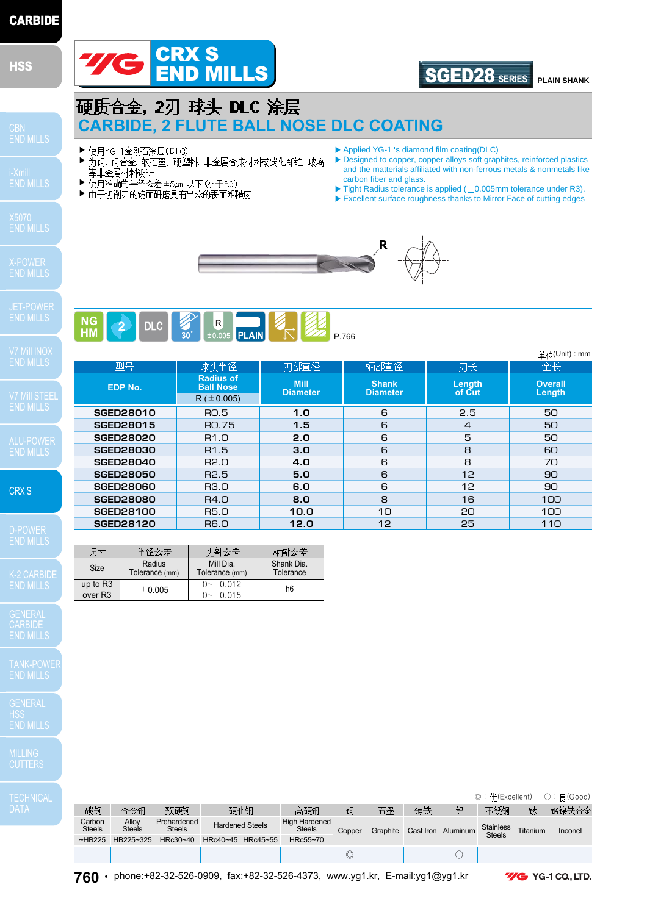# CRX S END MILLS

**SGED28 SERIES** PLAIN SHANK

## 硬质合金, 2刃 球头 DLC 涂层
## CARBIDE, 2 FLUTE BALL NOSE DLC COATING

- 使用YG-1金刚石涂层(DLC)
- 为铜, 铜合金, 软石墨, 硬塑料, 非金属合成材料或碳化纤维, 玻璃等非金属材料设计
- 使用准确的半径公差±5㎛ 以下(小于R3)
- 由于切削刃的镜面研磨具有出众的表面粗糙度

- Applied YG-1's diamond film coating(DLC)
- Designed to copper, copper alloys soft graphites, reinforced plastics and the matterials affiliated with non-ferrous metals & nonmetals like carbon fiber and glass.
- Tight Radius tolerance is applied (±0.005mm tolerance under R3).
- Excellent surface roughness thanks to Mirror Face of cutting edges

NG HM | 2 | DLC | 30° | R ±0.005 | PLAIN | P.766

单位(Unit) : mm

| 型号 EDP No. | 球头半径 Radius of Ball Nose R (±0.005) | 刃部直径 Mill Diameter | 柄部直径 Shank Diameter | 刃长 Length of Cut | 全长 Overall Length |
|---|---|---|---|---|---|
| SGED28010 | R0.5 | 1.0 | 6 | 2.5 | 50 |
| SGED28015 | R0.75 | 1.5 | 6 | 4 | 50 |
| SGED28020 | R1.0 | 2.0 | 6 | 5 | 50 |
| SGED28030 | R1.5 | 3.0 | 6 | 8 | 60 |
| SGED28040 | R2.0 | 4.0 | 6 | 8 | 70 |
| SGED28050 | R2.5 | 5.0 | 6 | 12 | 90 |
| SGED28060 | R3.0 | 6.0 | 6 | 12 | 90 |
| SGED28080 | R4.0 | 8.0 | 8 | 16 | 100 |
| SGED28100 | R5.0 | 10.0 | 10 | 20 | 100 |
| SGED28120 | R6.0 | 12.0 | 12 | 25 | 110 |

| 尺寸 Size | 半径公差 Radius Tolerance (mm) | 刃部公差 Mill Dia. Tolerance (mm) | 柄部公差 Shank Dia. Tolerance |
|---|---|---|---|
| up to R3 | ±0.005 | 0~-0.012 | h6 |
| over R3 | | 0~-0.015 | |

◎ : 优(Excellent) ○ : 良(Good)

| 碳钢 Carbon Steels | 合金钢 Alloy Steels | 预硬钢 Prehardened Steels | 硬化钢 Hardened Steels | | 高硬钢 High Hardened Steels | 铜 Copper | 石墨 Graphite | 铸铁 Cast Iron | 铝 Aluminum | 不锈钢 Stainless Steels | 钛 Titanium | 铬镍铁合金 Inconel |
|---|---|---|---|---|---|---|---|---|---|---|---|---|
| ~HB225 | HB225~325 | HRc30~40 | HRc40~45 | HRc45~55 | HRc55~70 | | | | | | | |
| | | | | | | ◎ | | | ○ | | | |

phone:+82-32-526-0909, fax:+82-32-526-4373, www.yg1.kr, E-mail:yg1@yg1.kr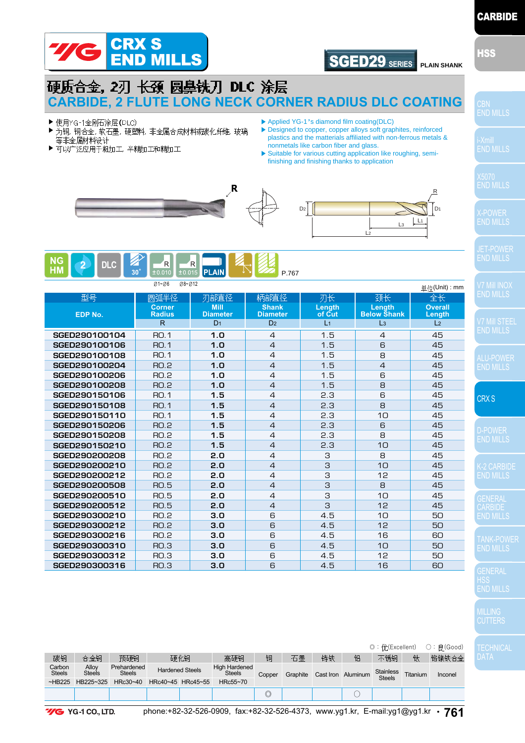# CRX S END MILLS

**SGED29 SERIES** PLAIN SHANK

## 硬质合金, 2刃 长颈 圆鼻铣刀 DLC 涂层
## CARBIDE, 2 FLUTE LONG NECK CORNER RADIUS DLC COATING

- 使用YG-1金刚石涂层(DLC)
- 为铜, 铜合金, 软石墨, 硬塑料, 非金属合成材料或碳化纤维, 玻璃等非金属材料设计
- 可以广泛应用于粗加工, 半精加工和精加工

- Applied YG-1's diamond film coating(DLC)
- Designed to copper, copper alloys soft graphites, reinforced plastics and the materials affiliated with non-ferrous metals & nonmetals like carbon fiber and glass.
- Suitable for various cutting application like roughing, semi-finishing and finishing thanks to application

NG HM | 2 | DLC | 30° | R ±0.010 (Ø1~Ø6) | R ±0.015 (Ø8~Ø12) | PLAIN | P.767

单位(Unit) : mm

| 型号 EDP No. | 圆弧半径 Corner Radius R | 刃部直径 Mill Diameter $D_1$ | 柄部直径 Shank Diameter $D_2$ | 刃长 Length of Cut $L_1$ | 颈长 Length Below Shank $L_3$ | 全长 Overall Length $L_2$ |
|---|---|---|---|---|---|---|
| SGED290100104 | R0.1 | 1.0 | 4 | 1.5 | 4 | 45 |
| SGED290100106 | R0.1 | 1.0 | 4 | 1.5 | 6 | 45 |
| SGED290100108 | R0.1 | 1.0 | 4 | 1.5 | 8 | 45 |
| SGED290100204 | R0.2 | 1.0 | 4 | 1.5 | 4 | 45 |
| SGED290100206 | R0.2 | 1.0 | 4 | 1.5 | 6 | 45 |
| SGED290100208 | R0.2 | 1.0 | 4 | 1.5 | 8 | 45 |
| SGED290150106 | R0.1 | 1.5 | 4 | 2.3 | 6 | 45 |
| SGED290150108 | R0.1 | 1.5 | 4 | 2.3 | 8 | 45 |
| SGED290150110 | R0.1 | 1.5 | 4 | 2.3 | 10 | 45 |
| SGED290150206 | R0.2 | 1.5 | 4 | 2.3 | 6 | 45 |
| SGED290150208 | R0.2 | 1.5 | 4 | 2.3 | 8 | 45 |
| SGED290150210 | R0.2 | 1.5 | 4 | 2.3 | 10 | 45 |
| SGED290200208 | R0.2 | 2.0 | 4 | 3 | 8 | 45 |
| SGED290200210 | R0.2 | 2.0 | 4 | 3 | 10 | 45 |
| SGED290200212 | R0.2 | 2.0 | 4 | 3 | 12 | 45 |
| SGED290200508 | R0.5 | 2.0 | 4 | 3 | 8 | 45 |
| SGED290200510 | R0.5 | 2.0 | 4 | 3 | 10 | 45 |
| SGED290200512 | R0.5 | 2.0 | 4 | 3 | 12 | 45 |
| SGED290300210 | R0.2 | 3.0 | 6 | 4.5 | 10 | 50 |
| SGED290300212 | R0.2 | 3.0 | 6 | 4.5 | 12 | 50 |
| SGED290300216 | R0.2 | 3.0 | 6 | 4.5 | 16 | 60 |
| SGED290300310 | R0.3 | 3.0 | 6 | 4.5 | 10 | 50 |
| SGED290300312 | R0.3 | 3.0 | 6 | 4.5 | 12 | 50 |
| SGED290300316 | R0.3 | 3.0 | 6 | 4.5 | 16 | 60 |

◎ : 优(Excellent) ○ : 良(Good)

| 碳钢 Carbon Steels | 合金钢 Alloy Steels | 预硬钢 Prehardened Steels | 硬化钢 Hardened Steels | | 高硬钢 High Hardened Steels | 铜 Copper | 石墨 Graphite | 铸铁 Cast Iron | 铝 Aluminum | 不锈钢 Stainless Steels | 钛 Titanium | 铬镍铁合金 Inconel |
|---|---|---|---|---|---|---|---|---|---|---|---|---|
| ~HB225 | HB225~325 | HRc30~40 | HRc40~45 | HRc45~55 | HRc55~70 | | | | | | | |
| | | | | | | ◎ | | | ○ | | | |

YG-1 CO., LTD. phone:+82-32-526-0909, fax:+82-32-526-4373, www.yg1.kr, E-mail:yg1@yg1.kr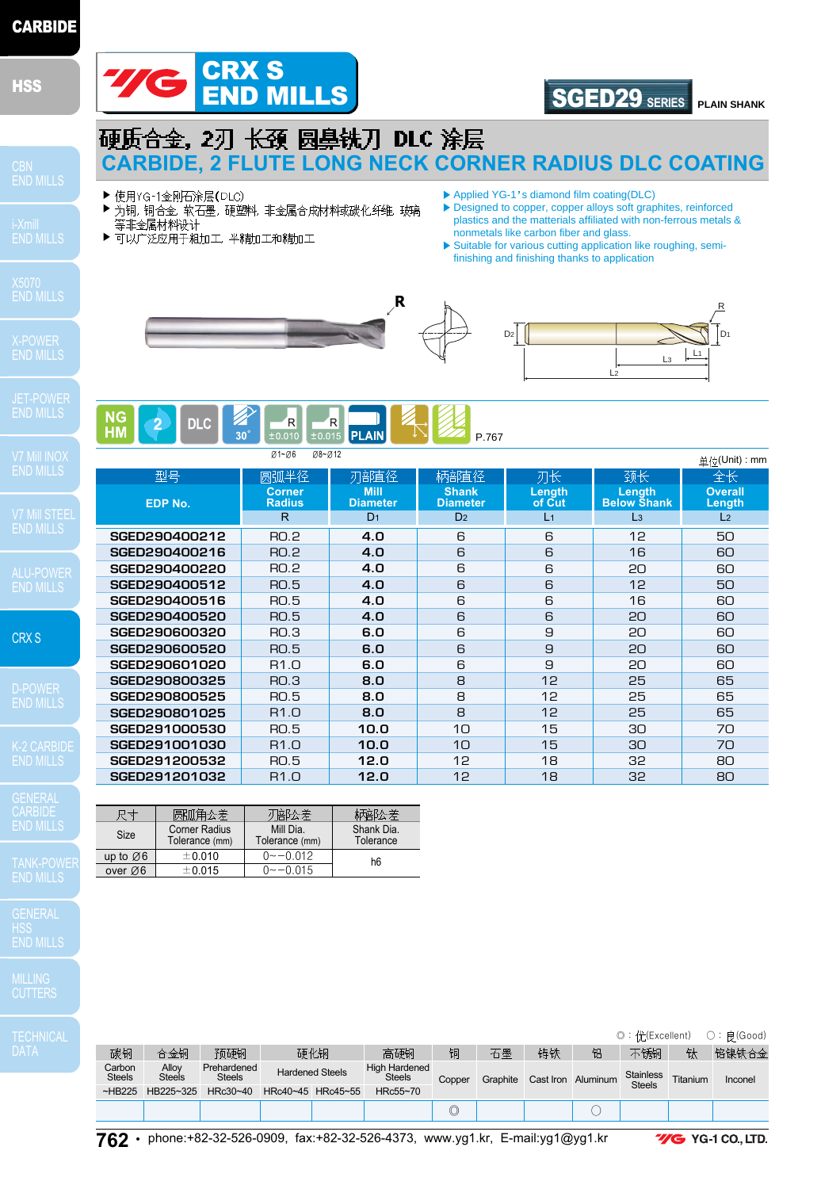# CRX S END MILLS

**SGED29 SERIES** PLAIN SHANK

## 硬质合金, 2刃 长颈 圆鼻铣刀 DLC 涂层
## CARBIDE, 2 FLUTE LONG NECK CORNER RADIUS DLC COATING

- 使用YG-1金刚石涂层(DLC)
- 为铜, 铜合金, 软石墨, 硬塑料, 非金属合成材料或碳化纤维, 玻璃等非金属材料设计
- 可以广泛应用于粗加工, 半精加工和精加工

- Applied YG-1's diamond film coating(DLC)
- Designed to copper, copper alloys soft graphites, reinforced plastics and the matterials affiliated with non-ferrous metals & nonmetals like carbon fiber and glass.
- Suitable for various cutting application like roughing, semi-finishing and finishing thanks to application

NG HM | 2 | DLC | 30° | R ±0.010 (Ø1~Ø6) | R ±0.015 (Ø8~Ø12) | PLAIN | P.767

单位(Unit) : mm

| 型号<br>EDP No. | 圆弧半径<br>Corner Radius<br>R | 刃部直径<br>Mill Diameter<br>$D_1$ | 柄部直径<br>Shank Diameter<br>$D_2$ | 刃长<br>Length of Cut<br>$L_1$ | 颈长<br>Length Below Shank<br>$L_3$ | 全长<br>Overall Length<br>$L_2$ |
|---|---|---|---|---|---|---|
| SGED290400212 | R0.2 | 4.0 | 6 | 6 | 12 | 50 |
| SGED290400216 | R0.2 | 4.0 | 6 | 6 | 16 | 60 |
| SGED290400220 | R0.2 | 4.0 | 6 | 6 | 20 | 60 |
| SGED290400512 | R0.5 | 4.0 | 6 | 6 | 12 | 50 |
| SGED290400516 | R0.5 | 4.0 | 6 | 6 | 16 | 60 |
| SGED290400520 | R0.5 | 4.0 | 6 | 6 | 20 | 60 |
| SGED290600320 | R0.3 | 6.0 | 6 | 9 | 20 | 60 |
| SGED290600520 | R0.5 | 6.0 | 6 | 9 | 20 | 60 |
| SGED290601020 | R1.0 | 6.0 | 6 | 9 | 20 | 60 |
| SGED290800325 | R0.3 | 8.0 | 8 | 12 | 25 | 65 |
| SGED290800525 | R0.5 | 8.0 | 8 | 12 | 25 | 65 |
| SGED290801025 | R1.0 | 8.0 | 8 | 12 | 25 | 65 |
| SGED291000530 | R0.5 | 10.0 | 10 | 15 | 30 | 70 |
| SGED291001030 | R1.0 | 10.0 | 10 | 15 | 30 | 70 |
| SGED291200532 | R0.5 | 12.0 | 12 | 18 | 32 | 80 |
| SGED291201032 | R1.0 | 12.0 | 12 | 18 | 32 | 80 |

| 尺寸<br>Size | 圆弧角公差<br>Corner Radius Tolerance (mm) | 刃部公差<br>Mill Dia. Tolerance (mm) | 柄部公差<br>Shank Dia. Tolerance |
|---|---|---|---|
| up to Ø6 | ±0.010 | 0~-0.012 | h6 |
| over Ø6 | ±0.015 | 0~-0.015 | |

◎ : 优(Excellent) ○ : 良(Good)

| 碳钢<br>Carbon Steels<br>~HB225 | 合金钢<br>Alloy Steels<br>HB225~325 | 预硬钢<br>Prehardened Steels<br>HRc30~40 | 硬化钢<br>Hardened Steels<br>HRc40~45 | 硬化钢<br>Hardened Steels<br>HRc45~55 | 高硬钢<br>High Hardened Steels<br>HRc55~70 | 铜<br>Copper | 石墨<br>Graphite | 铸铁<br>Cast Iron | 铝<br>Aluminum | 不锈钢<br>Stainless Steels | 钛<br>Titanium | 铬镍铁合金<br>Inconel |
|---|---|---|---|---|---|---|---|---|---|---|---|---|
| | | | | | | ◎ | | | ○ | | | |

phone:+82-32-526-0909, fax:+82-32-526-4373, www.yg1.kr, E-mail:yg1@yg1.kr

YG-1 CO., LTD.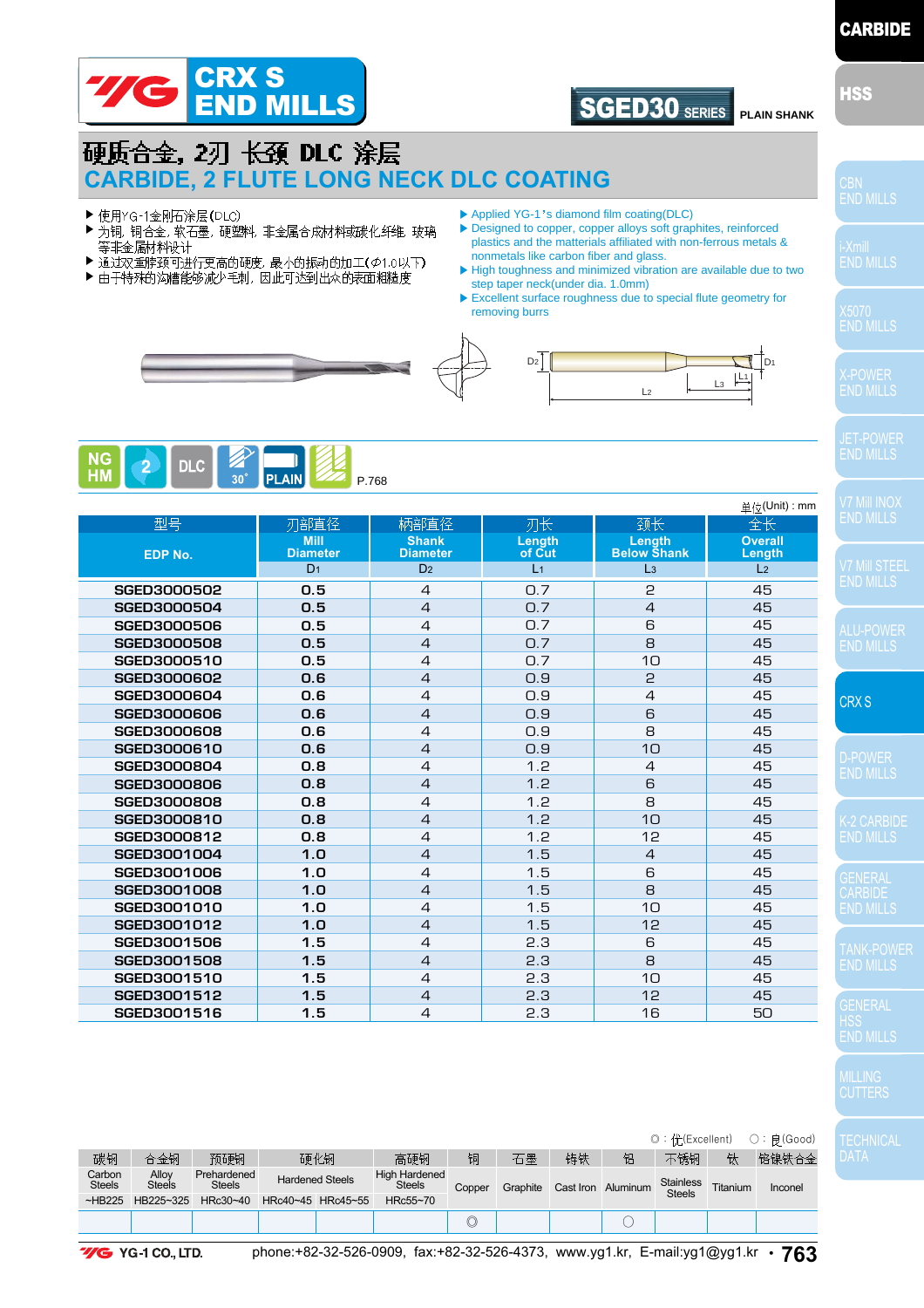# CRX S END MILLS

## SGED30 SERIES PLAIN SHANK

## 硬质合金, 2刃 长颈 DLC 涂层
## CARBIDE, 2 FLUTE LONG NECK DLC COATING

- 使用YG-1金刚石涂层(DLC)
- 为铜, 铜合金, 软石墨, 硬塑料, 非金属合成材料或碳化纤维, 玻璃等非金属材料设计
- 通过双重脖颈可进行更高的硬度, 最小的振动的加工(Φ1.0以下)
- 由于特殊的沟槽能够减少毛刺, 因此可达到出众的表面粗糙度

- Applied YG-1's diamond film coating(DLC)
- Designed to copper, copper alloys soft graphites, reinforced plastics and the matterials affiliated with non-ferrous metals & nonmetals like carbon fiber and glass.
- High toughness and minimized vibration are available due to two step taper neck(under dia. 1.0mm)
- Excellent surface roughness due to special flute geometry for removing burrs

NG HM | 2 | DLC | 30° | PLAIN | P.768

单位(Unit) : mm

| 型号 EDP No. | 刃部直径 Mill Diameter $D_1$ | 柄部直径 Shank Diameter $D_2$ | 刃长 Length of Cut $L_1$ | 颈长 Length Below Shank $L_3$ | 全长 Overall Length $L_2$ |
|---|---|---|---|---|---|
| SGED3000502 | 0.5 | 4 | 0.7 | 2 | 45 |
| SGED3000504 | 0.5 | 4 | 0.7 | 4 | 45 |
| SGED3000506 | 0.5 | 4 | 0.7 | 6 | 45 |
| SGED3000508 | 0.5 | 4 | 0.7 | 8 | 45 |
| SGED3000510 | 0.5 | 4 | 0.7 | 10 | 45 |
| SGED3000602 | 0.6 | 4 | 0.9 | 2 | 45 |
| SGED3000604 | 0.6 | 4 | 0.9 | 4 | 45 |
| SGED3000606 | 0.6 | 4 | 0.9 | 6 | 45 |
| SGED3000608 | 0.6 | 4 | 0.9 | 8 | 45 |
| SGED3000610 | 0.6 | 4 | 0.9 | 10 | 45 |
| SGED3000804 | 0.8 | 4 | 1.2 | 4 | 45 |
| SGED3000806 | 0.8 | 4 | 1.2 | 6 | 45 |
| SGED3000808 | 0.8 | 4 | 1.2 | 8 | 45 |
| SGED3000810 | 0.8 | 4 | 1.2 | 10 | 45 |
| SGED3000812 | 0.8 | 4 | 1.2 | 12 | 45 |
| SGED3001004 | 1.0 | 4 | 1.5 | 4 | 45 |
| SGED3001006 | 1.0 | 4 | 1.5 | 6 | 45 |
| SGED3001008 | 1.0 | 4 | 1.5 | 8 | 45 |
| SGED3001010 | 1.0 | 4 | 1.5 | 10 | 45 |
| SGED3001012 | 1.0 | 4 | 1.5 | 12 | 45 |
| SGED3001506 | 1.5 | 4 | 2.3 | 6 | 45 |
| SGED3001508 | 1.5 | 4 | 2.3 | 8 | 45 |
| SGED3001510 | 1.5 | 4 | 2.3 | 10 | 45 |
| SGED3001512 | 1.5 | 4 | 2.3 | 12 | 45 |
| SGED3001516 | 1.5 | 4 | 2.3 | 16 | 50 |

◎ : 优(Excellent) ○ : 良(Good)

| 碳钢 Carbon Steels ~HB225 | 合金钢 Alloy Steels HB225~325 | 预硬钢 Prehardened Steels HRc30~40 | 硬化钢 Hardened Steels HRc40~45 | 硬化钢 Hardened Steels HRc45~55 | 高硬钢 High Hardened Steels HRc55~70 | 铜 Copper | 石墨 Graphite | 铸铁 Cast Iron | 铝 Aluminum | 不锈钢 Stainless Steels | 钛 Titanium | 铬镍铁合金 Inconel |
|---|---|---|---|---|---|---|---|---|---|---|---|---|
| | | | | | | ◎ | | | ○ | | | |

YG-1 CO., LTD. phone:+82-32-526-0909, fax:+82-32-526-4373, www.yg1.kr, E-mail:yg1@yg1.kr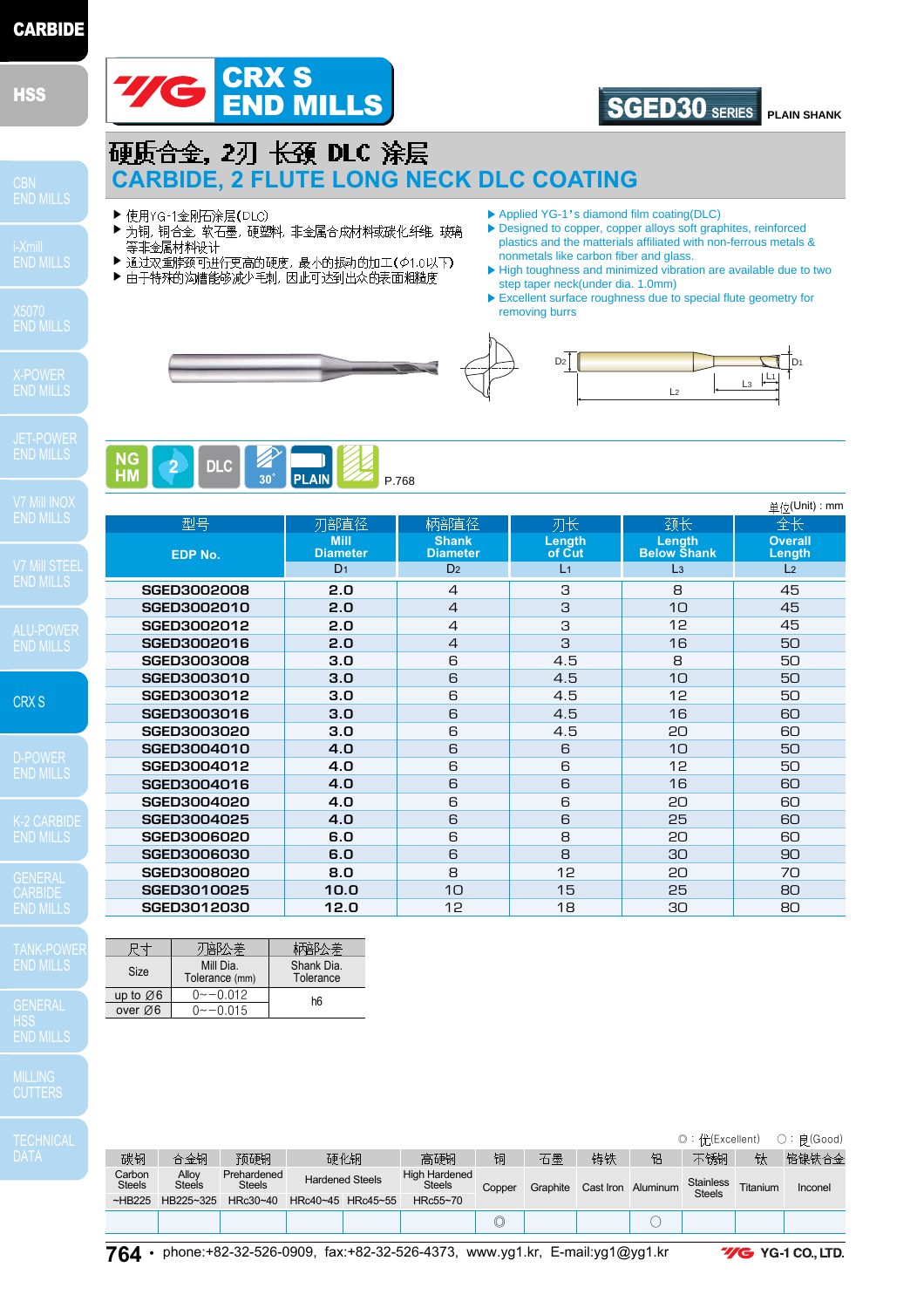# CRX S END MILLS

**SGED30 SERIES** PLAIN SHANK

## 硬质合金, 2刃 长颈 DLC 涂层
## CARBIDE, 2 FLUTE LONG NECK DLC COATING

- 使用YG-1金刚石涂层(DLC)
- 为铜, 铜合金, 软石墨, 硬塑料, 非金属合成材料或碳化纤维, 玻璃等非金属材料设计
- 通过双重锥颈可进行更高的硬度, 最小的振动的加工(Ø1.0以下)
- 由于特殊的沟槽能够减少毛刺, 因此可达到出众的表面粗糙度

- Applied YG-1's diamond film coating(DLC)
- Designed to copper, copper alloys soft graphites, reinforced plastics and the matterials affiliated with non-ferrous metals & nonmetals like carbon fiber and glass.
- High toughness and minimized vibration are available due to two step taper neck(under dia. 1.0mm)
- Excellent surface roughness due to special flute geometry for removing burrs

NG HM | 2 | DLC | 30° | PLAIN | P.768

单位(Unit) : mm

| 型号 EDP No. | 刃部直径 Mill Diameter D1 | 柄部直径 Shank Diameter D2 | 刃长 Length of Cut L1 | 颈长 Length Below Shank L3 | 全长 Overall Length L2 |
|---|---|---|---|---|---|
| SGED3002008 | 2.0 | 4 | 3 | 8 | 45 |
| SGED3002010 | 2.0 | 4 | 3 | 10 | 45 |
| SGED3002012 | 2.0 | 4 | 3 | 12 | 45 |
| SGED3002016 | 2.0 | 4 | 3 | 16 | 50 |
| SGED3003008 | 3.0 | 6 | 4.5 | 8 | 50 |
| SGED3003010 | 3.0 | 6 | 4.5 | 10 | 50 |
| SGED3003012 | 3.0 | 6 | 4.5 | 12 | 50 |
| SGED3003016 | 3.0 | 6 | 4.5 | 16 | 60 |
| SGED3003020 | 3.0 | 6 | 4.5 | 20 | 60 |
| SGED3004010 | 4.0 | 6 | 6 | 10 | 50 |
| SGED3004012 | 4.0 | 6 | 6 | 12 | 50 |
| SGED3004016 | 4.0 | 6 | 6 | 16 | 60 |
| SGED3004020 | 4.0 | 6 | 6 | 20 | 60 |
| SGED3004025 | 4.0 | 6 | 6 | 25 | 60 |
| SGED3006020 | 6.0 | 6 | 8 | 20 | 60 |
| SGED3006030 | 6.0 | 6 | 8 | 30 | 90 |
| SGED3008020 | 8.0 | 8 | 12 | 20 | 70 |
| SGED3010025 | 10.0 | 10 | 15 | 25 | 80 |
| SGED3012030 | 12.0 | 12 | 18 | 30 | 80 |

| 尺寸 Size | 刃部公差 Mill Dia. Tolerance (mm) | 柄部公差 Shank Dia. Tolerance |
|---|---|---|
| up to Ø6 | 0~−0.012 | h6 |
| over Ø6 | 0~−0.015 | |

◎ : 优(Excellent) ○ : 良(Good)

| 碳钢 Carbon Steels | 合金钢 Alloy Steels | 预硬钢 Prehardened Steels | 硬化钢 Hardened Steels | | 高硬钢 High Hardened Steels | 铜 Copper | 石墨 Graphite | 铸铁 Cast Iron | 铝 Aluminum | 不锈钢 Stainless Steels | 钛 Titanium | 铬镍铁合金 Inconel |
|---|---|---|---|---|---|---|---|---|---|---|---|---|
| ~HB225 | HB225~325 | HRc30~40 | HRc40~45 | HRc45~55 | HRc55~70 | | | | | | | |
| | | | | | | ◎ | | | ○ | | | |

phone:+82-32-526-0909, fax:+82-32-526-4373, www.yg1.kr, E-mail:yg1@yg1.kr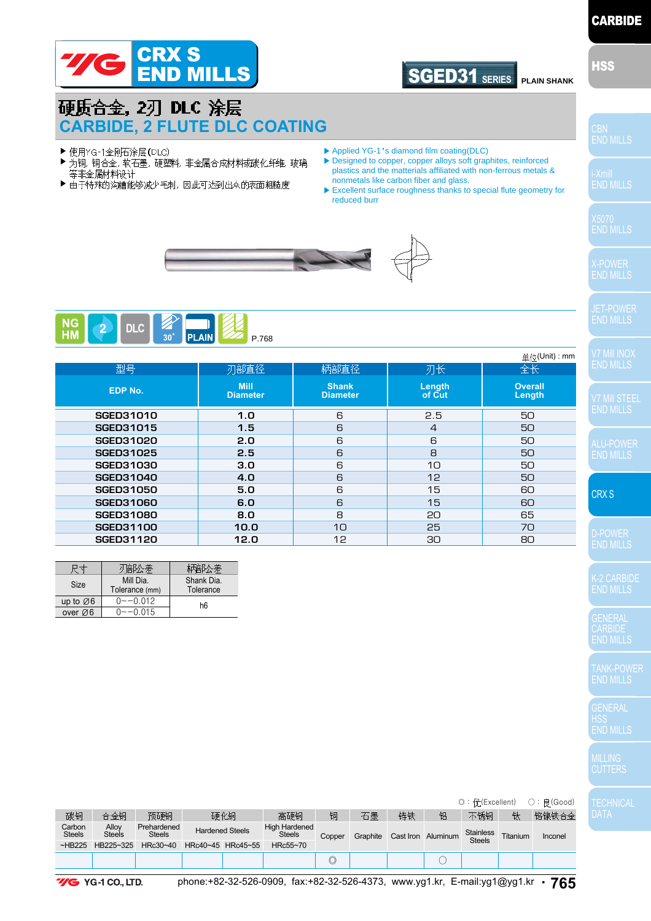# CRX S END MILLS

## SGED31 SERIES

PLAIN SHANK

## 硬质合金, 2刃 DLC 涂层
## CARBIDE, 2 FLUTE DLC COATING

- 使用YG-1金刚石涂层(DLC)
- 为铜, 铜合金, 软石墨, 硬塑料, 非金属合成材料或碳化纤维, 玻璃等非金属材料设计
- 由于特殊的沟槽能够减少毛刺, 因此可达到出众的表面粗糙度

- Applied YG-1's diamond film coating(DLC)
- Designed to copper, copper alloys soft graphites, reinforced plastics and the matterials affiliated with non-ferrous metals & nonmetals like carbon fiber and glass.
- Excellent surface roughness thanks to special flute geometry for reduced burr

NG HM | 2 | DLC | 30° | PLAIN | P.768

单位(Unit) : mm

| 型号<br>EDP No. | 刃部直径<br>Mill Diameter | 柄部直径<br>Shank Diameter | 刃长<br>Length of Cut | 全长<br>Overall Length |
|---|---|---|---|---|
| SGED31010 | 1.0 | 6 | 2.5 | 50 |
| SGED31015 | 1.5 | 6 | 4 | 50 |
| SGED31020 | 2.0 | 6 | 6 | 50 |
| SGED31025 | 2.5 | 6 | 8 | 50 |
| SGED31030 | 3.0 | 6 | 10 | 50 |
| SGED31040 | 4.0 | 6 | 12 | 50 |
| SGED31050 | 5.0 | 6 | 15 | 60 |
| SGED31060 | 6.0 | 6 | 15 | 60 |
| SGED31080 | 8.0 | 8 | 20 | 65 |
| SGED31100 | 10.0 | 10 | 25 | 70 |
| SGED31120 | 12.0 | 12 | 30 | 80 |

| 尺寸<br>Size | 刃部公差<br>Mill Dia. Tolerance (mm) | 柄部公差<br>Shank Dia. Tolerance |
|---|---|---|
| up to Ø6 | 0~−0.012 | h6 |
| over Ø6 | 0~−0.015 | |

◎ : 优(Excellent) ○ : 良(Good)

| 碳钢<br>Carbon Steels | 合金钢<br>Alloy Steels | 预硬钢<br>Prehardened Steels | 硬化钢<br>Hardened Steels | | 高硬钢<br>High Hardened Steels | 铜<br>Copper | 石墨<br>Graphite | 铸铁<br>Cast Iron | 铝<br>Aluminum | 不锈钢<br>Stainless Steels | 钛<br>Titanium | 铬镍铁合金<br>Inconel |
|---|---|---|---|---|---|---|---|---|---|---|---|---|
| ~HB225 | HB225~325 | HRc30~40 | HRc40~45 | HRc45~55 | HRc55~70 | | | | | | | |
| | | | | | | ◎ | | | ○ | | | |

YG-1 CO., LTD. phone:+82-32-526-0909, fax:+82-32-526-4373, www.yg1.kr, E-mail:yg1@yg1.kr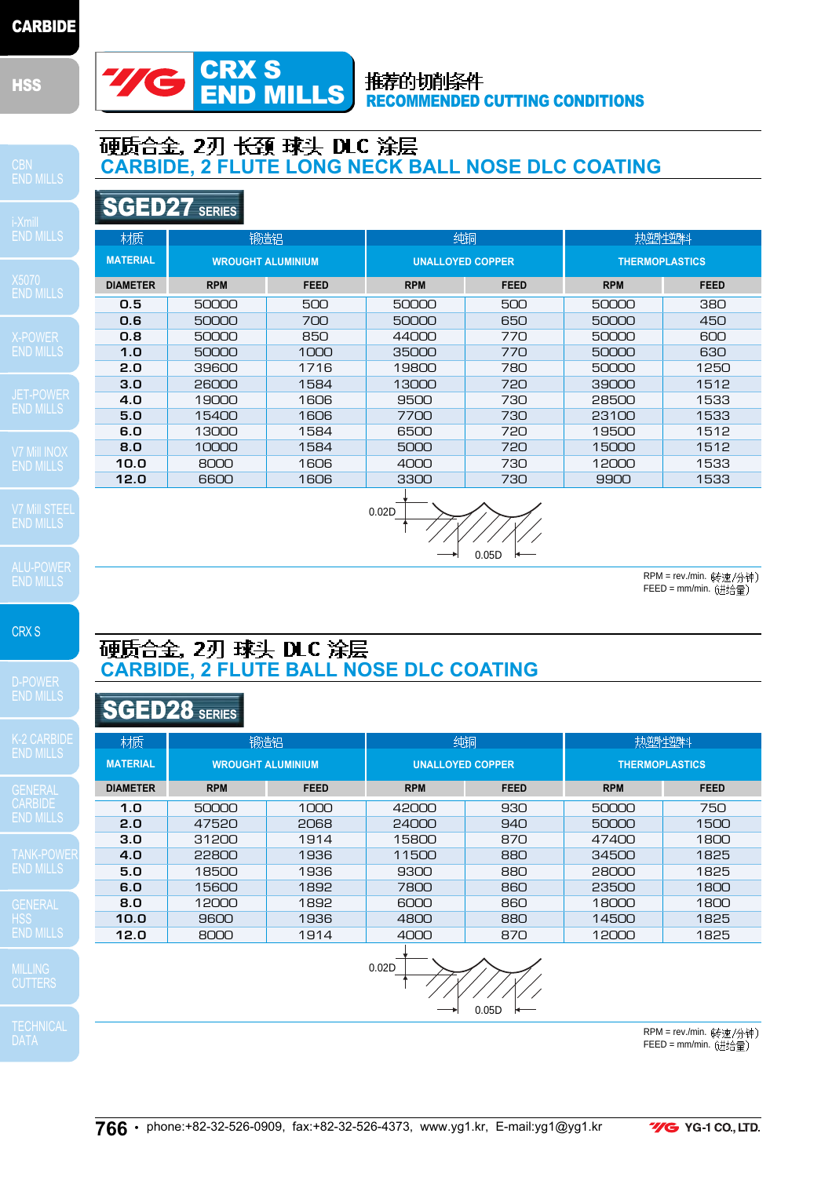# CRX S END MILLS

推荐的切削条件
**RECOMMENDED CUTTING CONDITIONS**

## 硬质合金, 2刃 长颈 球头 DLC 涂层
## CARBIDE, 2 FLUTE LONG NECK BALL NOSE DLC COATING

### SGED27 SERIES

| 材质 MATERIAL | 锻造铝 WROUGHT ALUMINIUM | | 纯铜 UNALLOYED COPPER | | 热塑性塑料 THERMOPLASTICS | |
|---|---|---|---|---|---|---|
| DIAMETER | RPM | FEED | RPM | FEED | RPM | FEED |
| 0.5 | 50000 | 500 | 50000 | 500 | 50000 | 380 |
| 0.6 | 50000 | 700 | 50000 | 650 | 50000 | 450 |
| 0.8 | 50000 | 850 | 44000 | 770 | 50000 | 600 |
| 1.0 | 50000 | 1000 | 35000 | 770 | 50000 | 630 |
| 2.0 | 39600 | 1716 | 19800 | 780 | 50000 | 1250 |
| 3.0 | 26000 | 1584 | 13000 | 720 | 39000 | 1512 |
| 4.0 | 19000 | 1606 | 9500 | 730 | 28500 | 1533 |
| 5.0 | 15400 | 1606 | 7700 | 730 | 23100 | 1533 |
| 6.0 | 13000 | 1584 | 6500 | 720 | 19500 | 1512 |
| 8.0 | 10000 | 1584 | 5000 | 720 | 15000 | 1512 |
| 10.0 | 8000 | 1606 | 4000 | 730 | 12000 | 1533 |
| 12.0 | 6600 | 1606 | 3300 | 730 | 9900 | 1533 |

0.02D
0.05D

RPM = rev./min. (转速/分钟)
FEED = mm/min. (进给量)

## 硬质合金, 2刃 球头 DLC 涂层
## CARBIDE, 2 FLUTE BALL NOSE DLC COATING

### SGED28 SERIES

| 材质 MATERIAL | 锻造铝 WROUGHT ALUMINIUM | | 纯铜 UNALLOYED COPPER | | 热塑性塑料 THERMOPLASTICS | |
|---|---|---|---|---|---|---|
| DIAMETER | RPM | FEED | RPM | FEED | RPM | FEED |
| 1.0 | 50000 | 1000 | 42000 | 930 | 50000 | 750 |
| 2.0 | 47520 | 2068 | 24000 | 940 | 50000 | 1500 |
| 3.0 | 31200 | 1914 | 15800 | 870 | 47400 | 1800 |
| 4.0 | 22800 | 1936 | 11500 | 880 | 34500 | 1825 |
| 5.0 | 18500 | 1936 | 9300 | 880 | 28000 | 1825 |
| 6.0 | 15600 | 1892 | 7800 | 860 | 23500 | 1800 |
| 8.0 | 12000 | 1892 | 6000 | 860 | 18000 | 1800 |
| 10.0 | 9600 | 1936 | 4800 | 880 | 14500 | 1825 |
| 12.0 | 8000 | 1914 | 4000 | 870 | 12000 | 1825 |

0.02D
0.05D

RPM = rev./min. (转速/分钟)
FEED = mm/min. (进给量)

phone:+82-32-526-0909, fax:+82-32-526-4373, www.yg1.kr, E-mail:yg1@yg1.kr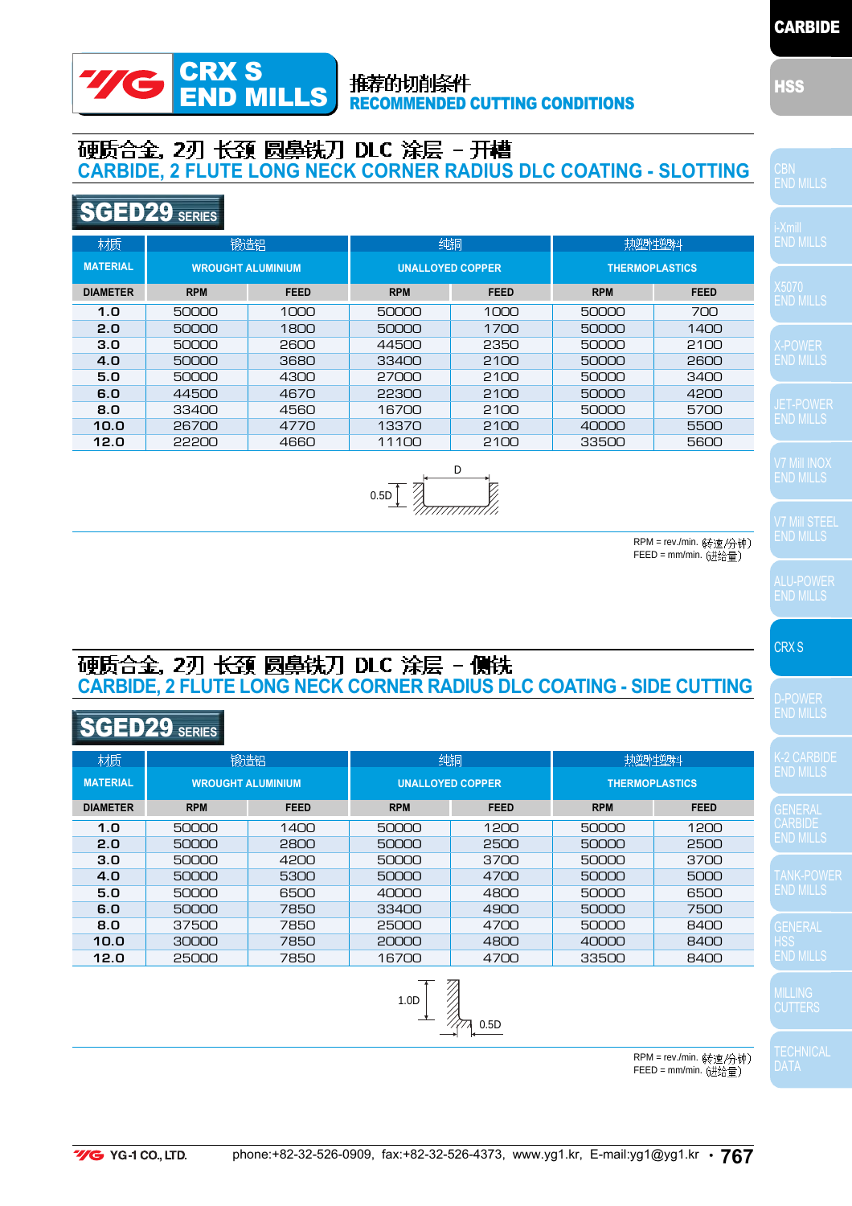# CRX S END MILLS

推荐的切削条件
**RECOMMENDED CUTTING CONDITIONS**

## 硬质合金, 2刃 长颈 圆鼻铣刀 DLC 涂层 – 开槽
## CARBIDE, 2 FLUTE LONG NECK CORNER RADIUS DLC COATING - SLOTTING

### SGED29 SERIES

| 材质 MATERIAL | 锻造铝 WROUGHT ALUMINIUM | | 纯铜 UNALLOYED COPPER | | 热塑性塑料 THERMOPLASTICS | |
|---|---|---|---|---|---|---|
| DIAMETER | RPM | FEED | RPM | FEED | RPM | FEED |
| 1.0 | 50000 | 1000 | 50000 | 1000 | 50000 | 700 |
| 2.0 | 50000 | 1800 | 50000 | 1700 | 50000 | 1400 |
| 3.0 | 50000 | 2600 | 44500 | 2350 | 50000 | 2100 |
| 4.0 | 50000 | 3680 | 33400 | 2100 | 50000 | 2600 |
| 5.0 | 50000 | 4300 | 27000 | 2100 | 50000 | 3400 |
| 6.0 | 44500 | 4670 | 22300 | 2100 | 50000 | 4200 |
| 8.0 | 33400 | 4560 | 16700 | 2100 | 50000 | 5700 |
| 10.0 | 26700 | 4770 | 13370 | 2100 | 40000 | 5500 |
| 12.0 | 22200 | 4660 | 11100 | 2100 | 33500 | 5600 |

D
0.5D

RPM = rev./min. (转速/分钟)
FEED = mm/min. (进给量)

## 硬质合金, 2刃 长颈 圆鼻铣刀 DLC 涂层 – 侧铣
## CARBIDE, 2 FLUTE LONG NECK CORNER RADIUS DLC COATING - SIDE CUTTING

### SGED29 SERIES

| 材质 MATERIAL | 锻造铝 WROUGHT ALUMINIUM | | 纯铜 UNALLOYED COPPER | | 热塑性塑料 THERMOPLASTICS | |
|---|---|---|---|---|---|---|
| DIAMETER | RPM | FEED | RPM | FEED | RPM | FEED |
| 1.0 | 50000 | 1400 | 50000 | 1200 | 50000 | 1200 |
| 2.0 | 50000 | 2800 | 50000 | 2500 | 50000 | 2500 |
| 3.0 | 50000 | 4200 | 50000 | 3700 | 50000 | 3700 |
| 4.0 | 50000 | 5300 | 50000 | 4700 | 50000 | 5000 |
| 5.0 | 50000 | 6500 | 40000 | 4800 | 50000 | 6500 |
| 6.0 | 50000 | 7850 | 33400 | 4900 | 50000 | 7500 |
| 8.0 | 37500 | 7850 | 25000 | 4700 | 50000 | 8400 |
| 10.0 | 30000 | 7850 | 20000 | 4800 | 40000 | 8400 |
| 12.0 | 25000 | 7850 | 16700 | 4700 | 33500 | 8400 |

1.0D
0.5D

RPM = rev./min. (转速/分钟)
FEED = mm/min. (进给量)

YG-1 CO., LTD. phone:+82-32-526-0909, fax:+82-32-526-4373, www.yg1.kr, E-mail:yg1@yg1.kr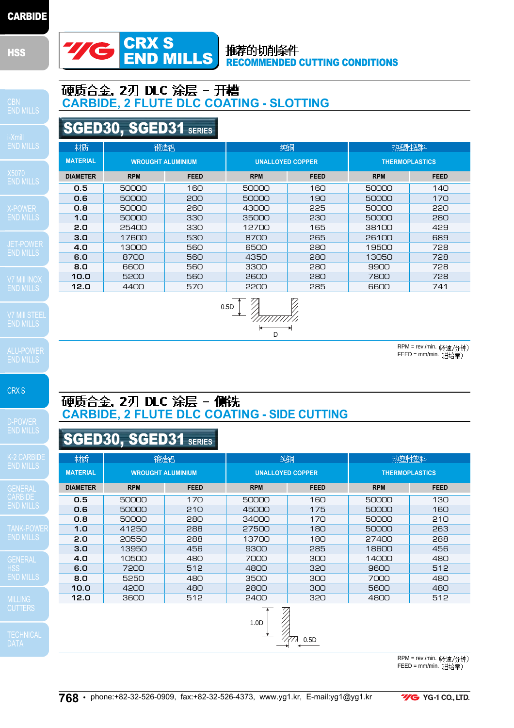# CRX S END MILLS

## 推荐的切削条件
## RECOMMENDED CUTTING CONDITIONS

### 硬质合金, 2刃 DLC 涂层 – 开槽
### CARBIDE, 2 FLUTE DLC COATING - SLOTTING

**SGED30, SGED31 SERIES**

| 材质 MATERIAL | 锻造铝 WROUGHT ALUMINIUM | | 纯铜 UNALLOYED COPPER | | 热塑性塑料 THERMOPLASTICS | |
|---|---|---|---|---|---|---|
| DIAMETER | RPM | FEED | RPM | FEED | RPM | FEED |
| 0.5 | 50000 | 160 | 50000 | 160 | 50000 | 140 |
| 0.6 | 50000 | 200 | 50000 | 190 | 50000 | 170 |
| 0.8 | 50000 | 260 | 43000 | 225 | 50000 | 220 |
| 1.0 | 50000 | 330 | 35000 | 230 | 50000 | 280 |
| 2.0 | 25400 | 330 | 12700 | 165 | 38100 | 429 |
| 3.0 | 17600 | 530 | 8700 | 265 | 26100 | 689 |
| 4.0 | 13000 | 560 | 6500 | 280 | 19500 | 728 |
| 6.0 | 8700 | 560 | 4350 | 280 | 13050 | 728 |
| 8.0 | 6600 | 560 | 3300 | 280 | 9900 | 728 |
| 10.0 | 5200 | 560 | 2600 | 280 | 7800 | 728 |
| 12.0 | 4400 | 570 | 2200 | 285 | 6600 | 741 |

0.5D
D

RPM = rev./min. (转速/分钟)
FEED = mm/min. (进给量)

### 硬质合金, 2刃 DLC 涂层 – 侧铣
### CARBIDE, 2 FLUTE DLC COATING - SIDE CUTTING

**SGED30, SGED31 SERIES**

| 材质 MATERIAL | 锻造铝 WROUGHT ALUMINIUM | | 纯铜 UNALLOYED COPPER | | 热塑性塑料 THERMOPLASTICS | |
|---|---|---|---|---|---|---|
| DIAMETER | RPM | FEED | RPM | FEED | RPM | FEED |
| 0.5 | 50000 | 170 | 50000 | 160 | 50000 | 130 |
| 0.6 | 50000 | 210 | 45000 | 175 | 50000 | 160 |
| 0.8 | 50000 | 280 | 34000 | 170 | 50000 | 210 |
| 1.0 | 41250 | 288 | 27500 | 180 | 50000 | 263 |
| 2.0 | 20550 | 288 | 13700 | 180 | 27400 | 288 |
| 3.0 | 13950 | 456 | 9300 | 285 | 18600 | 456 |
| 4.0 | 10500 | 480 | 7000 | 300 | 14000 | 480 |
| 6.0 | 7200 | 512 | 4800 | 320 | 9600 | 512 |
| 8.0 | 5250 | 480 | 3500 | 300 | 7000 | 480 |
| 10.0 | 4200 | 480 | 2800 | 300 | 5600 | 480 |
| 12.0 | 3600 | 512 | 2400 | 320 | 4800 | 512 |

1.0D
0.5D

RPM = rev./min. (转速/分钟)
FEED = mm/min. (进给量)

phone:+82-32-526-0909, fax:+82-32-526-4373, www.yg1.kr, E-mail:yg1@yg1.kr

YG-1 CO., LTD.